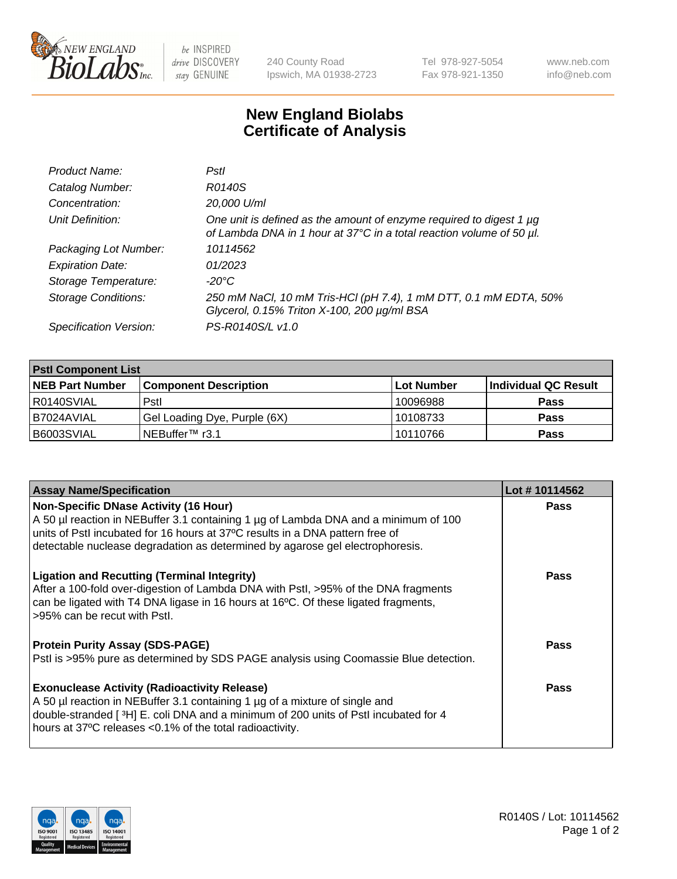New England BioLabs Inc. — be INSPIRED drive DISCOVERY stay GENUINE

240 County Road
Ipswich, MA 01938-2723

Tel 978-927-5054
Fax 978-921-1350

www.neb.com
info@neb.com

# New England Biolabs Certificate of Analysis

| | |
|---|---|
| *Product Name:* | *PstI* |
| *Catalog Number:* | *R0140S* |
| *Concentration:* | *20,000 U/ml* |
| *Unit Definition:* | *One unit is defined as the amount of enzyme required to digest 1 µg of Lambda DNA in 1 hour at 37°C in a total reaction volume of 50 µl.* |
| *Packaging Lot Number:* | *10114562* |
| *Expiration Date:* | *01/2023* |
| *Storage Temperature:* | *-20°C* |
| *Storage Conditions:* | *250 mM NaCl, 10 mM Tris-HCl (pH 7.4), 1 mM DTT, 0.1 mM EDTA, 50% Glycerol, 0.15% Triton X-100, 200 µg/ml BSA* |
| *Specification Version:* | *PS-R0140S/L v1.0* |

| **PstI Component List** | | | |
|---|---|---|---|
| **NEB Part Number** | **Component Description** | **Lot Number** | **Individual QC Result** |
| R0140SVIAL | PstI | 10096988 | **Pass** |
| B7024AVIAL | Gel Loading Dye, Purple (6X) | 10108733 | **Pass** |
| B6003SVIAL | NEBuffer™ r3.1 | 10110766 | **Pass** |

| **Assay Name/Specification** | **Lot # 10114562** |
|---|---|
| **Non-Specific DNase Activity (16 Hour)** A 50 µl reaction in NEBuffer 3.1 containing 1 µg of Lambda DNA and a minimum of 100 units of PstI incubated for 16 hours at 37ºC results in a DNA pattern free of detectable nuclease degradation as determined by agarose gel electrophoresis. | **Pass** |
| **Ligation and Recutting (Terminal Integrity)** After a 100-fold over-digestion of Lambda DNA with PstI, >95% of the DNA fragments can be ligated with T4 DNA ligase in 16 hours at 16ºC. Of these ligated fragments, >95% can be recut with PstI. | **Pass** |
| **Protein Purity Assay (SDS-PAGE)** PstI is >95% pure as determined by SDS PAGE analysis using Coomassie Blue detection. | **Pass** |
| **Exonuclease Activity (Radioactivity Release)** A 50 µl reaction in NEBuffer 3.1 containing 1 µg of a mixture of single and double-stranded [ $^3$H] E. coli DNA and a minimum of 200 units of PstI incubated for 4 hours at 37ºC releases <0.1% of the total radioactivity. | **Pass** |

R0140S / Lot: 10114562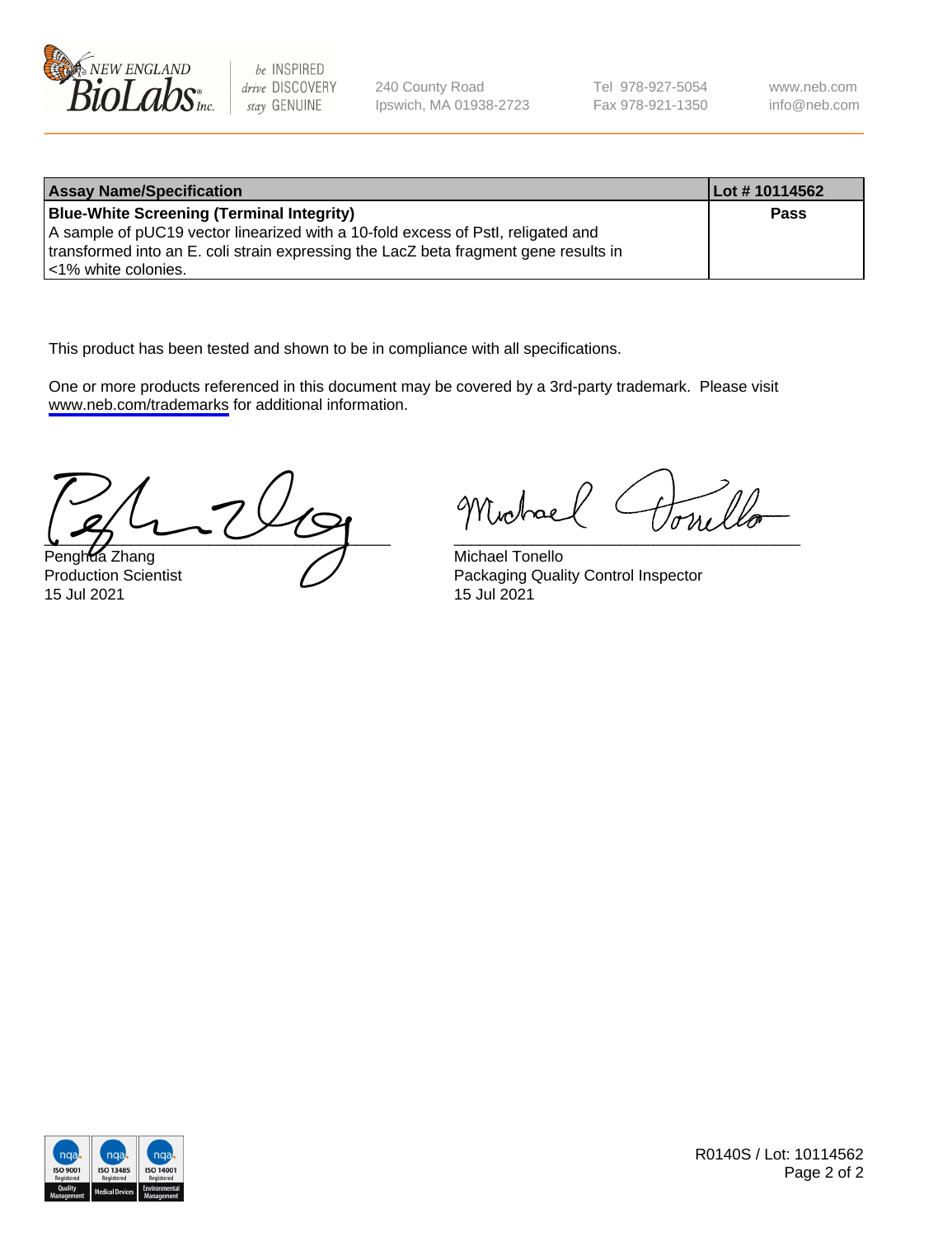| Assay Name/Specification | Lot # 10114562 |
|---|---|
| **Blue-White Screening (Terminal Integrity)**<br>A sample of pUC19 vector linearized with a 10-fold excess of PstI, religated and transformed into an E. coli strain expressing the LacZ beta fragment gene results in <1% white colonies. | **Pass** |

This product has been tested and shown to be in compliance with all specifications.

One or more products referenced in this document may be covered by a 3rd-party trademark. Please visit www.neb.com/trademarks for additional information.

Penghua Zhang
Production Scientist
15 Jul 2021

Michael Tonello
Packaging Quality Control Inspector
15 Jul 2021

R0140S / Lot: 10114562